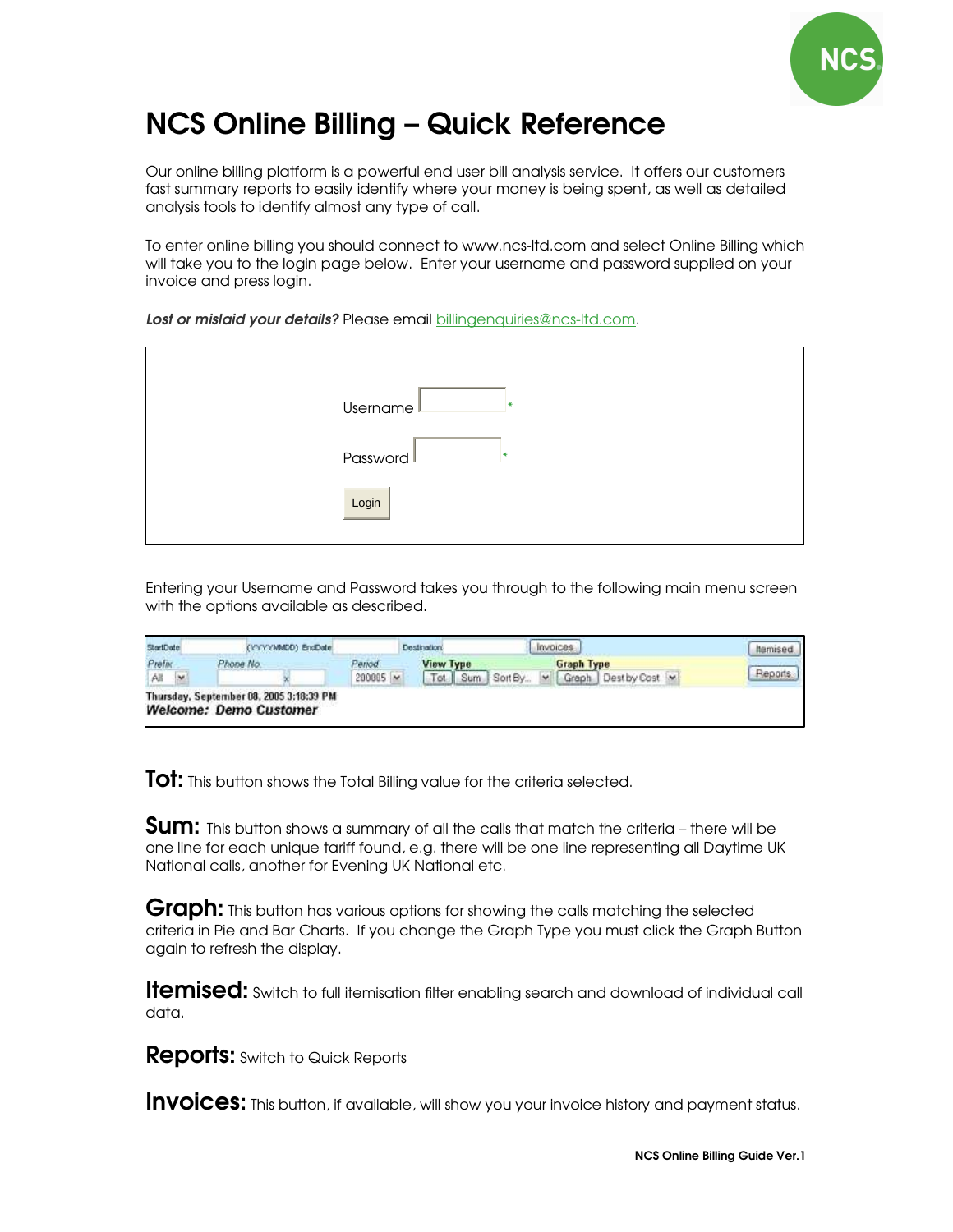# NCS Online Billing – Quick Reference

Our online billing platform is a powerful end user bill analysis service. It offers our customers fast summary reports to easily identify where your money is being spent, as well as detailed analysis tools to identify almost any type of call.

To enter online billing you should connect to www.ncs-ltd.com and select Online Billing which will take you to the login page below. Enter your username and password supplied on your invoice and press login.

***Lost or mislaid your details?*** Please email [billingenquiries@ncs-ltd.com](mailto:billingenquiries@ncs-ltd.com).

Username *

Password *

Login

Entering your Username and Password takes you through to the following main menu screen with the options available as described.

StartDate (YYYYMMDD) EndDate Destination Invoices Itemised

Prefix Phone No. Period View Type Graph Type

All 200005 Tot Sum Sort By... Graph Dest by Cost Reports

Thursday, September 08, 2005 3:18:39 PM

*Welcome: Demo Customer*

**Tot:** This button shows the Total Billing value for the criteria selected.

**Sum:** This button shows a summary of all the calls that match the criteria – there will be one line for each unique tariff found, e.g. there will be one line representing all Daytime UK National calls, another for Evening UK National etc.

**Graph:** This button has various options for showing the calls matching the selected criteria in Pie and Bar Charts. If you change the Graph Type you must click the Graph Button again to refresh the display.

**Itemised:** Switch to full itemisation filter enabling search and download of individual call data.

**Reports:** Switch to Quick Reports

**Invoices:** This button, if available, will show you your invoice history and payment status.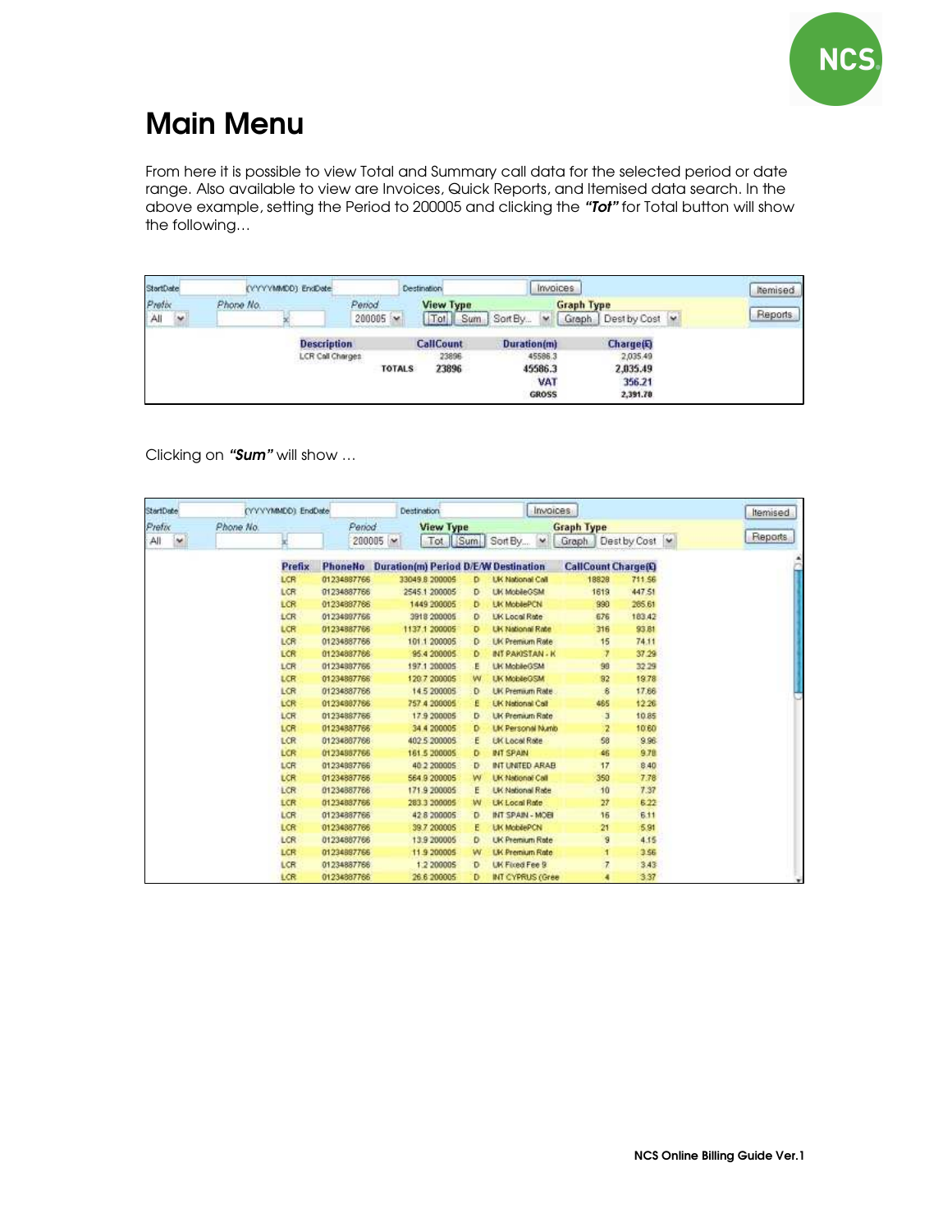# Main Menu

From here it is possible to view Total and Summary call data for the selected period or date range. Also available to view are Invoices, Quick Reports, and Itemised data search. In the above example, setting the Period to 200005 and clicking the ***"Tot"*** for Total button will show the following…

StartDate (YYYYMMDD) EndDate | Destination | Invoices | Itemised
Prefix: All | Phone No. | Period: 200005 | View Type: Tot, Sum, Sort By… | Graph Type: Graph, Dest by Cost | Reports

| Description | CallCount | Duration(m) | Charge(£) |
|---|---|---|---|
| LCR Call Charges | 23896 | 45586.3 | 2,035.49 |
| TOTALS | 23896 | 45586.3 | 2,035.49 |
| | | VAT | 356.21 |
| | | GROSS | 2,391.70 |

Clicking on ***"Sum"*** will show …

StartDate (YYYYMMDD) EndDate | Destination | Invoices | Itemised
Prefix: All | Phone No. | Period: 200005 | View Type: Tot, Sum, Sort By… | Graph Type: Graph, Dest by Cost | Reports

| Prefix | PhoneNo | Duration(m) | Period | D/E/W | Destination | CallCount | Charge(£) |
|---|---|---|---|---|---|---|---|
| LCR | 01234887766 | 33049.8 | 200005 | D | UK National Call | 18828 | 711.56 |
| LCR | 01234887766 | 2545.1 | 200005 | D | UK MobileGSM | 1619 | 447.51 |
| LCR | 01234887766 | 1449 | 200005 | D | UK MobilePCN | 990 | 265.61 |
| LCR | 01234887766 | 3918 | 200005 | D | UK Local Rate | 676 | 183.42 |
| LCR | 01234887766 | 1137.1 | 200005 | D | UK National Rate | 316 | 93.81 |
| LCR | 01234887766 | 101.1 | 200005 | D | UK Premium Rate | 15 | 74.11 |
| LCR | 01234887766 | 95.4 | 200005 | D | INT PAKISTAN - K | 7 | 37.29 |
| LCR | 01234887766 | 197.1 | 200005 | E | UK MobileGSM | 98 | 32.29 |
| LCR | 01234887766 | 120.7 | 200005 | W | UK MobileGSM | 92 | 19.78 |
| LCR | 01234887766 | 14.5 | 200005 | D | UK Premium Rate | 6 | 17.66 |
| LCR | 01234887766 | 757.4 | 200005 | E | UK National Call | 465 | 12.26 |
| LCR | 01234887766 | 17.9 | 200005 | D | UK Premium Rate | 3 | 10.85 |
| LCR | 01234887766 | 34.4 | 200005 | D | UK Personal Numb | 2 | 10.60 |
| LCR | 01234887766 | 402.5 | 200005 | E | UK Local Rate | 58 | 9.96 |
| LCR | 01234887766 | 161.5 | 200005 | D | INT SPAIN | 46 | 9.78 |
| LCR | 01234887766 | 40.2 | 200005 | D | INT UNITED ARAB | 17 | 8.40 |
| LCR | 01234887766 | 564.9 | 200005 | W | UK National Call | 350 | 7.78 |
| LCR | 01234887766 | 171.9 | 200005 | E | UK National Rate | 10 | 7.37 |
| LCR | 01234887766 | 283.3 | 200005 | W | UK Local Rate | 27 | 6.22 |
| LCR | 01234887766 | 42.8 | 200005 | D | INT SPAIN - MOBI | 16 | 6.11 |
| LCR | 01234887766 | 39.7 | 200005 | E | UK MobilePCN | 21 | 5.91 |
| LCR | 01234887766 | 13.9 | 200005 | D | UK Premium Rate | 9 | 4.15 |
| LCR | 01234887766 | 11.9 | 200005 | W | UK Premium Rate | 1 | 3.56 |
| LCR | 01234887766 | 1.2 | 200005 | D | UK Fixed Fee 9 | 7 | 3.43 |
| LCR | 01234887766 | 26.6 | 200005 | D | INT CYPRUS (Gree | 4 | 3.37 |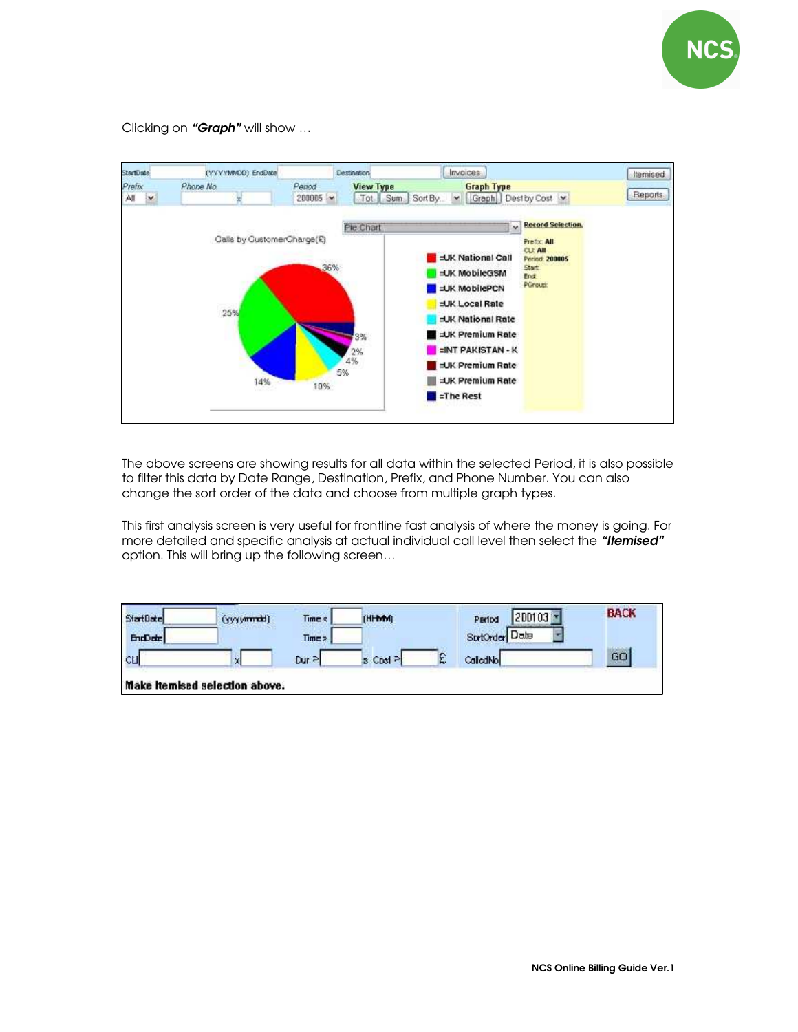Clicking on ***"Graph"*** will show …

The above screens are showing results for all data within the selected Period, it is also possible to filter this data by Date Range, Destination, Prefix, and Phone Number. You can also change the sort order of the data and choose from multiple graph types.

This first analysis screen is very useful for frontline fast analysis of where the money is going. For more detailed and specific analysis at actual individual call level then select the ***"Itemised"*** option. This will bring up the following screen…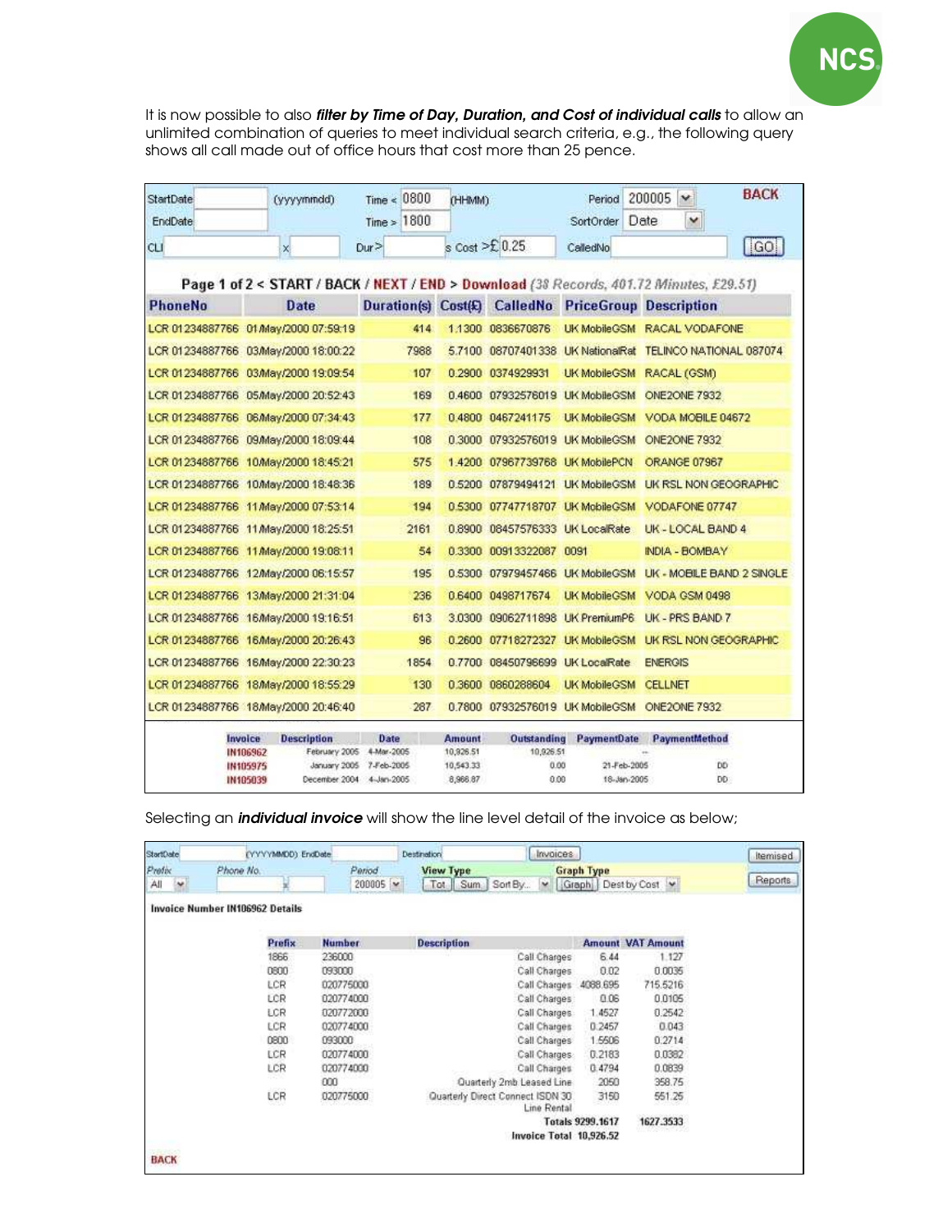It is now possible to also ***filter by Time of Day, Duration, and Cost of individual calls*** to allow an unlimited combination of queries to meet individual search criteria, e.g., the following query shows all call made out of office hours that cost more than 25 pence.

StartDate (yyyymmdd) Time < 0800 (HHMM) Period 200005 BACK
EndDate Time > 1800 SortOrder Date
CLI x Dur > s Cost >£ 0.25 CalledNo GO

**Page 1 of 2 < START / BACK / NEXT / END > Download** (38 Records, 401.72 Minutes, £29.51)

| PhoneNo | Date | Duration(s) | Cost(£) | CalledNo | PriceGroup | Description |
|---|---|---|---|---|---|---|
| LCR 01234887766 | 01/May/2000 07:59:19 | 414 | 1.1300 | 0836670876 | UK MobileGSM | RACAL VODAFONE |
| LCR 01234887766 | 03/May/2000 18:00:22 | 7988 | 5.7100 | 08707401338 | UK NationalRat | TELINCO NATIONAL 087074 |
| LCR 01234887766 | 03/May/2000 19:09:54 | 107 | 0.2900 | 0374929931 | UK MobileGSM | RACAL (GSM) |
| LCR 01234887766 | 05/May/2000 20:52:43 | 169 | 0.4600 | 07932576019 | UK MobileGSM | ONE2ONE 7932 |
| LCR 01234887766 | 06/May/2000 07:34:43 | 177 | 0.4800 | 0467241175 | UK MobileGSM | VODA MOBILE 04672 |
| LCR 01234887766 | 09/May/2000 18:09:44 | 108 | 0.3000 | 07932576019 | UK MobileGSM | ONE2ONE 7932 |
| LCR 01234887766 | 10/May/2000 18:45:21 | 575 | 1.4200 | 07967739768 | UK MobilePCN | ORANGE 07967 |
| LCR 01234887766 | 10/May/2000 18:48:36 | 189 | 0.5200 | 07879494121 | UK MobileGSM | UK RSL NON GEOGRAPHIC |
| LCR 01234887766 | 11/May/2000 07:53:14 | 194 | 0.5300 | 07747718707 | UK MobileGSM | VODAFONE 07747 |
| LCR 01234887766 | 11/May/2000 18:25:51 | 2161 | 0.8900 | 08457576333 | UK LocalRate | UK - LOCAL BAND 4 |
| LCR 01234887766 | 11/May/2000 19:08:11 | 54 | 0.3300 | 00913322087 | 0091 | INDIA - BOMBAY |
| LCR 01234887766 | 12/May/2000 06:15:57 | 195 | 0.5300 | 07979457466 | UK MobileGSM | UK - MOBILE BAND 2 SINGLE |
| LCR 01234887766 | 13/May/2000 21:31:04 | 236 | 0.6400 | 0498717674 | UK MobileGSM | VODA GSM 0498 |
| LCR 01234887766 | 16/May/2000 19:16:51 | 613 | 3.0300 | 09062711898 | UK PremiumP6 | UK - PRS BAND 7 |
| LCR 01234887766 | 16/May/2000 20:26:43 | 96 | 0.2600 | 07718272327 | UK MobileGSM | UK RSL NON GEOGRAPHIC |
| LCR 01234887766 | 16/May/2000 22:30:23 | 1854 | 0.7700 | 08450796699 | UK LocalRate | ENERGIS |
| LCR 01234887766 | 18/May/2000 18:55:29 | 130 | 0.3600 | 0860288604 | UK MobileGSM | CELLNET |
| LCR 01234887766 | 18/May/2000 20:46:40 | 287 | 0.7800 | 07932576019 | UK MobileGSM | ONE2ONE 7932 |

| Invoice | Description | Date | Amount | Outstanding | PaymentDate | PaymentMethod |
|---|---|---|---|---|---|---|
| IN106962 | February 2005 | 4-Mar-2005 | 10,926.51 | 10,926.51 | -- | |
| IN105975 | January 2005 | 7-Feb-2005 | 10,543.33 | 0.00 | 21-Feb-2005 | DD |
| IN105039 | December 2004 | 4-Jan-2005 | 8,966.87 | 0.00 | 18-Jan-2005 | DD |

Selecting an ***individual invoice*** will show the line level detail of the invoice as below;

StartDate (YYYYMMDD) EndDate Destination Invoices Itemised
Prefix All Phone No. x Period 200005 View Type Tot Sum Sort By.. Graph Type Graph Dest by Cost Reports

**Invoice Number IN106962 Details**

| Prefix | Number | Description | Amount | VAT Amount |
|---|---|---|---|---|
| 1866 | 236000 | Call Charges | 6.44 | 1.127 |
| 0800 | 093000 | Call Charges | 0.02 | 0.0035 |
| LCR | 020775000 | Call Charges | 4088.695 | 715.5216 |
| LCR | 020774000 | Call Charges | 0.06 | 0.0105 |
| LCR | 020772000 | Call Charges | 1.4527 | 0.2542 |
| LCR | 020774000 | Call Charges | 0.2457 | 0.043 |
| 0800 | 093000 | Call Charges | 1.5506 | 0.2714 |
| LCR | 020774000 | Call Charges | 0.2183 | 0.0382 |
| LCR | 020774000 | Call Charges | 0.4794 | 0.0839 |
| | 000 | Quarterly 2mb Leased Line | 2050 | 358.75 |
| LCR | 020775000 | Quarterly Direct Connect ISDN 30 Line Rental | 3150 | 551.25 |
| | | **Totals** | **9299.1617** | **1627.3533** |
| | | **Invoice Total** | **10,926.52** | |

BACK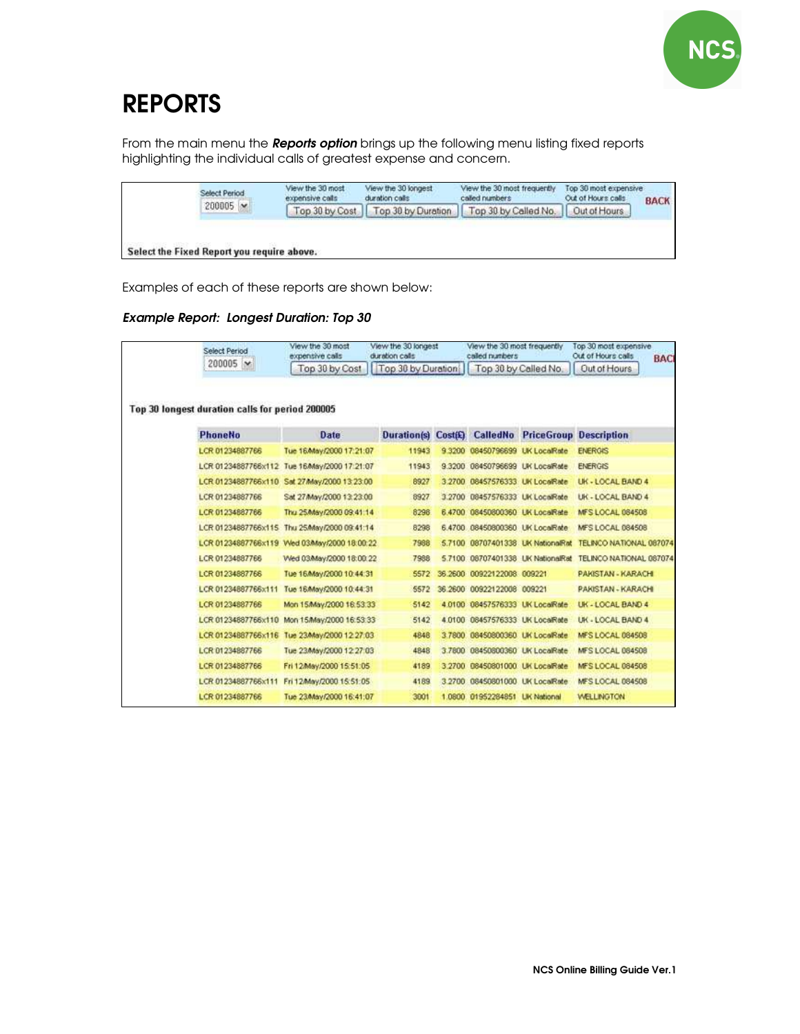# REPORTS

From the main menu the ***Reports option*** brings up the following menu listing fixed reports highlighting the individual calls of greatest expense and concern.

| Select Period | View the 30 most expensive calls | View the 30 longest duration calls | View the 30 most frequently called numbers | Top 30 most expensive Out of Hours calls | |
|---|---|---|---|---|---|
| 200005 | Top 30 by Cost | Top 30 by Duration | Top 30 by Called No. | Out of Hours | BACK |

**Select the Fixed Report you require above.**

Examples of each of these reports are shown below:

***Example Report: Longest Duration: Top 30***

| Select Period | View the 30 most expensive calls | View the 30 longest duration calls | View the 30 most frequently called numbers | Top 30 most expensive Out of Hours calls | |
|---|---|---|---|---|---|
| 200005 | Top 30 by Cost | Top 30 by Duration | Top 30 by Called No. | Out of Hours | BACK |

**Top 30 longest duration calls for period 200005**

| PhoneNo | Date | Duration(s) | Cost(£) | CalledNo | PriceGroup | Description |
|---|---|---|---|---|---|---|
| LCR 01234887766 | Tue 16/May/2000 17:21:07 | 11943 | 9.3200 | 08450796699 | UK LocalRate | ENERGIS |
| LCR 01234887766x112 | Tue 16/May/2000 17:21:07 | 11943 | 9.3200 | 08450796699 | UK LocalRate | ENERGIS |
| LCR 01234887766x110 | Sat 27/May/2000 13:23:00 | 8927 | 3.2700 | 08457576333 | UK LocalRate | UK - LOCAL BAND 4 |
| LCR 01234887766 | Sat 27/May/2000 13:23:00 | 8927 | 3.2700 | 08457576333 | UK LocalRate | UK - LOCAL BAND 4 |
| LCR 01234887766 | Thu 25/May/2000 09:41:14 | 8298 | 6.4700 | 08450800360 | UK LocalRate | MFS LOCAL 084508 |
| LCR 01234887766x115 | Thu 25/May/2000 09:41:14 | 8298 | 6.4700 | 08450800360 | UK LocalRate | MFS LOCAL 084508 |
| LCR 01234887766x119 | Wed 03/May/2000 18:00:22 | 7988 | 5.7100 | 08707401338 | UK NationalRat | TELINCO NATIONAL 087074 |
| LCR 01234887766 | Wed 03/May/2000 18:00:22 | 7988 | 5.7100 | 08707401338 | UK NationalRat | TELINCO NATIONAL 087074 |
| LCR 01234887766 | Tue 16/May/2000 10:44:31 | 5572 | 36.2600 | 00922122008 | 009221 | PAKISTAN - KARACHI |
| LCR 01234887766x111 | Tue 16/May/2000 10:44:31 | 5572 | 36.2600 | 00922122008 | 009221 | PAKISTAN - KARACHI |
| LCR 01234887766 | Mon 15/May/2000 16:53:33 | 5142 | 4.0100 | 08457576333 | UK LocalRate | UK - LOCAL BAND 4 |
| LCR 01234887766x110 | Mon 15/May/2000 16:53:33 | 5142 | 4.0100 | 08457576333 | UK LocalRate | UK - LOCAL BAND 4 |
| LCR 01234887766x116 | Tue 23/May/2000 12:27:03 | 4848 | 3.7800 | 08450800360 | UK LocalRate | MFS LOCAL 084508 |
| LCR 01234887766 | Tue 23/May/2000 12:27:03 | 4848 | 3.7800 | 08450800360 | UK LocalRate | MFS LOCAL 084508 |
| LCR 01234887766 | Fri 12/May/2000 15:51:05 | 4189 | 3.2700 | 08450801000 | UK LocalRate | MFS LOCAL 084508 |
| LCR 01234887766x111 | Fri 12/May/2000 15:51:05 | 4189 | 3.2700 | 08450801000 | UK LocalRate | MFS LOCAL 084508 |
| LCR 01234887766 | Tue 23/May/2000 16:41:07 | 3001 | 1.0800 | 01952284851 | UK National | WELLINGTON |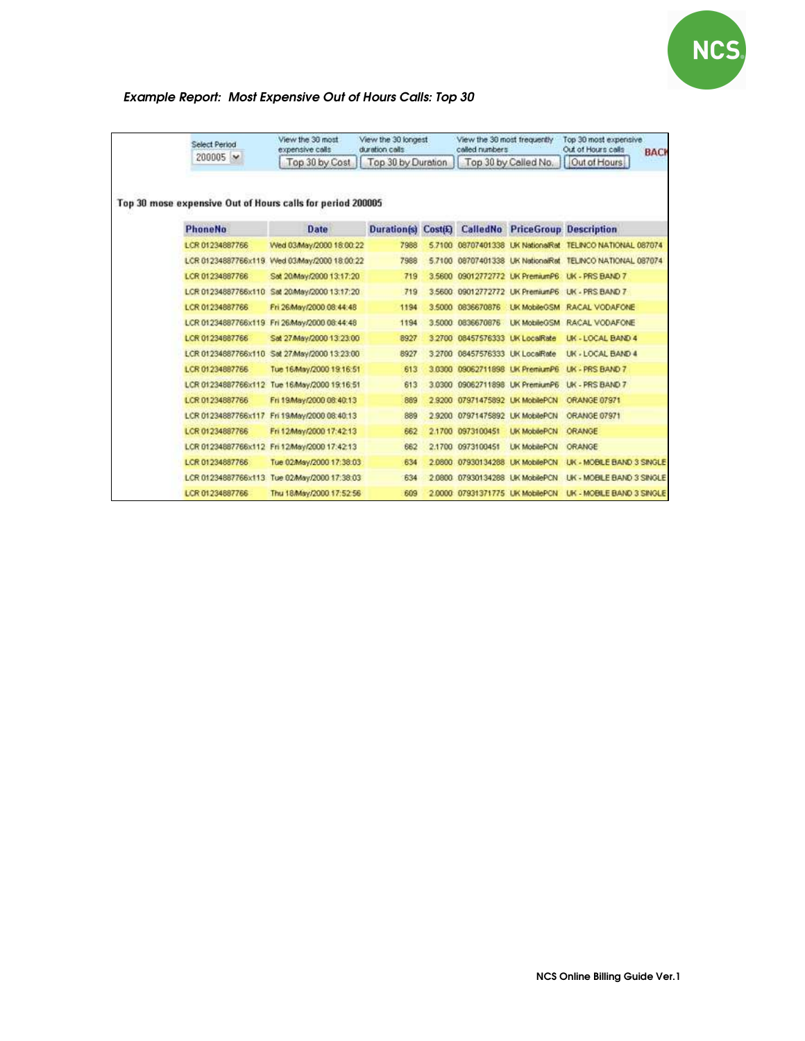*Example Report: Most Expensive Out of Hours Calls: Top 30*

Select Period: 200005

View the 30 most expensive calls: Top 30 by Cost | View the 30 longest duration calls: Top 30 by Duration | View the 30 most frequently called numbers: Top 30 by Called No. | Top 30 most expensive Out of Hours calls: Out of Hours | BACK

**Top 30 mose expensive Out of Hours calls for period 200005**

| PhoneNo | Date | Duration(s) | Cost(£) | CalledNo | PriceGroup | Description |
|---|---|---|---|---|---|---|
| LCR 01234887766 | Wed 03/May/2000 18:00:22 | 7988 | 5.7100 | 08707401338 | UK NationalRat | TELINCO NATIONAL 087074 |
| LCR 01234887766x119 | Wed 03/May/2000 18:00:22 | 7988 | 5.7100 | 08707401338 | UK NationalRat | TELINCO NATIONAL 087074 |
| LCR 01234887766 | Sat 20/May/2000 13:17:20 | 719 | 3.5600 | 09012772772 | UK PremiumP6 | UK - PRS BAND 7 |
| LCR 01234887766x110 | Sat 20/May/2000 13:17:20 | 719 | 3.5600 | 09012772772 | UK PremiumP6 | UK - PRS BAND 7 |
| LCR 01234887766 | Fri 26/May/2000 08:44:48 | 1194 | 3.5000 | 0836670876 | UK MobileGSM | RACAL VODAFONE |
| LCR 01234887766x119 | Fri 26/May/2000 08:44:48 | 1194 | 3.5000 | 0836670876 | UK MobileGSM | RACAL VODAFONE |
| LCR 01234887766 | Sat 27/May/2000 13:23:00 | 8927 | 3.2700 | 08457576333 | UK LocalRate | UK - LOCAL BAND 4 |
| LCR 01234887766x110 | Sat 27/May/2000 13:23:00 | 8927 | 3.2700 | 08457576333 | UK LocalRate | UK - LOCAL BAND 4 |
| LCR 01234887766 | Tue 16/May/2000 19:16:51 | 613 | 3.0300 | 09062711898 | UK PremiumP6 | UK - PRS BAND 7 |
| LCR 01234887766x112 | Tue 16/May/2000 19:16:51 | 613 | 3.0300 | 09062711898 | UK PremiumP6 | UK - PRS BAND 7 |
| LCR 01234887766 | Fri 19/May/2000 08:40:13 | 889 | 2.9200 | 07971475892 | UK MobilePCN | ORANGE 07971 |
| LCR 01234887766x117 | Fri 19/May/2000 08:40:13 | 889 | 2.9200 | 07971475892 | UK MobilePCN | ORANGE 07971 |
| LCR 01234887766 | Fri 12/May/2000 17:42:13 | 662 | 2.1700 | 0973100451 | UK MobilePCN | ORANGE |
| LCR 01234887766x112 | Fri 12/May/2000 17:42:13 | 662 | 2.1700 | 0973100451 | UK MobilePCN | ORANGE |
| LCR 01234887766 | Tue 02/May/2000 17:38:03 | 634 | 2.0800 | 07930134288 | UK MobilePCN | UK - MOBILE BAND 3 SINGLE |
| LCR 01234887766x113 | Tue 02/May/2000 17:38:03 | 634 | 2.0800 | 07930134288 | UK MobilePCN | UK - MOBILE BAND 3 SINGLE |
| LCR 01234887766 | Thu 18/May/2000 17:52:56 | 609 | 2.0000 | 07931371775 | UK MobilePCN | UK - MOBILE BAND 3 SINGLE |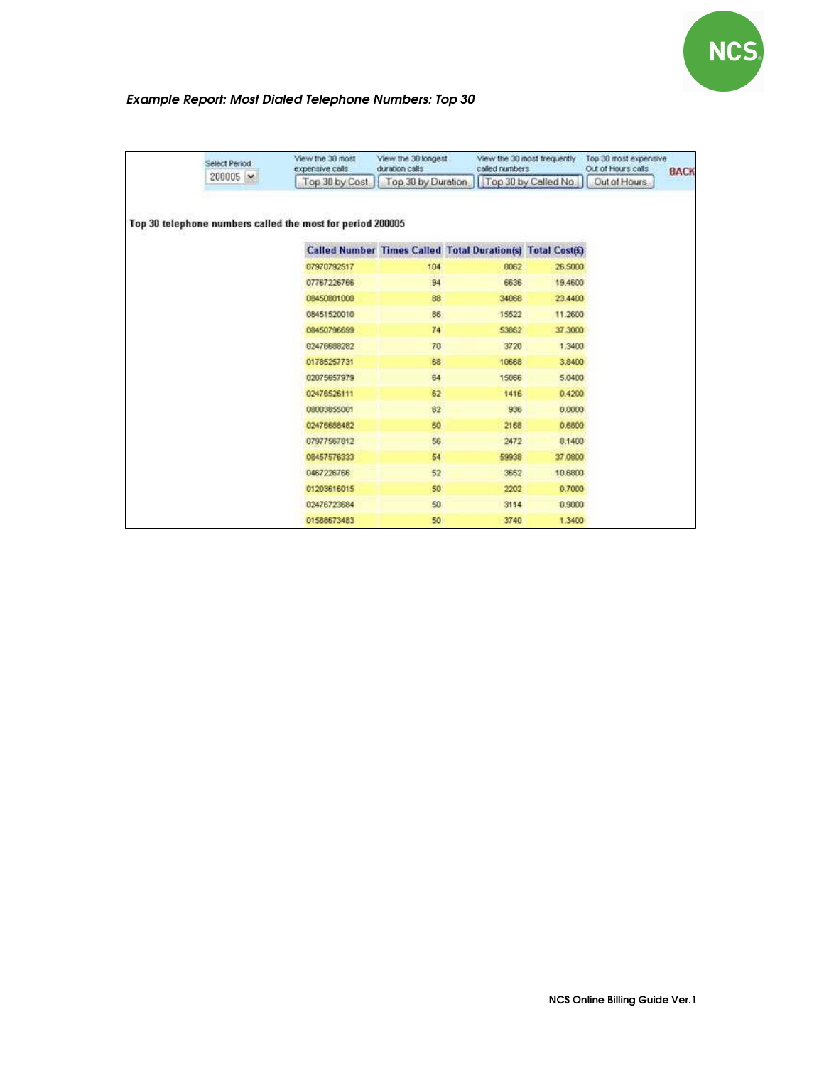*Example Report: Most Dialed Telephone Numbers: Top 30*

Select Period: 200005

| View the 30 most expensive calls | View the 30 longest duration calls | View the 30 most frequently called numbers | Top 30 most expensive Out of Hours calls | |
|---|---|---|---|---|
| Top 30 by Cost | Top 30 by Duration | Top 30 by Called No. | Out of Hours | BACK |

**Top 30 telephone numbers called the most for period 200005**

| Called Number | Times Called | Total Duration(s) | Total Cost(£) |
|---|---|---|---|
| 07970792517 | 104 | 8062 | 26.5000 |
| 07767226766 | 94 | 6636 | 19.4600 |
| 08450801000 | 88 | 34068 | 23.4400 |
| 08451520010 | 86 | 15522 | 11.2600 |
| 08450796699 | 74 | 53862 | 37.3000 |
| 02476688282 | 70 | 3720 | 1.3400 |
| 01785257731 | 68 | 10668 | 3.8400 |
| 02075657979 | 64 | 15066 | 5.0400 |
| 02476526111 | 62 | 1416 | 0.4200 |
| 08003855001 | 62 | 936 | 0.0000 |
| 02476688482 | 60 | 2168 | 0.6800 |
| 07977567812 | 56 | 2472 | 8.1400 |
| 08457576333 | 54 | 59938 | 37.0800 |
| 0467226766 | 52 | 3652 | 10.6800 |
| 01203616015 | 50 | 2202 | 0.7000 |
| 02476723684 | 50 | 3114 | 0.9000 |
| 01588673483 | 50 | 3740 | 1.3400 |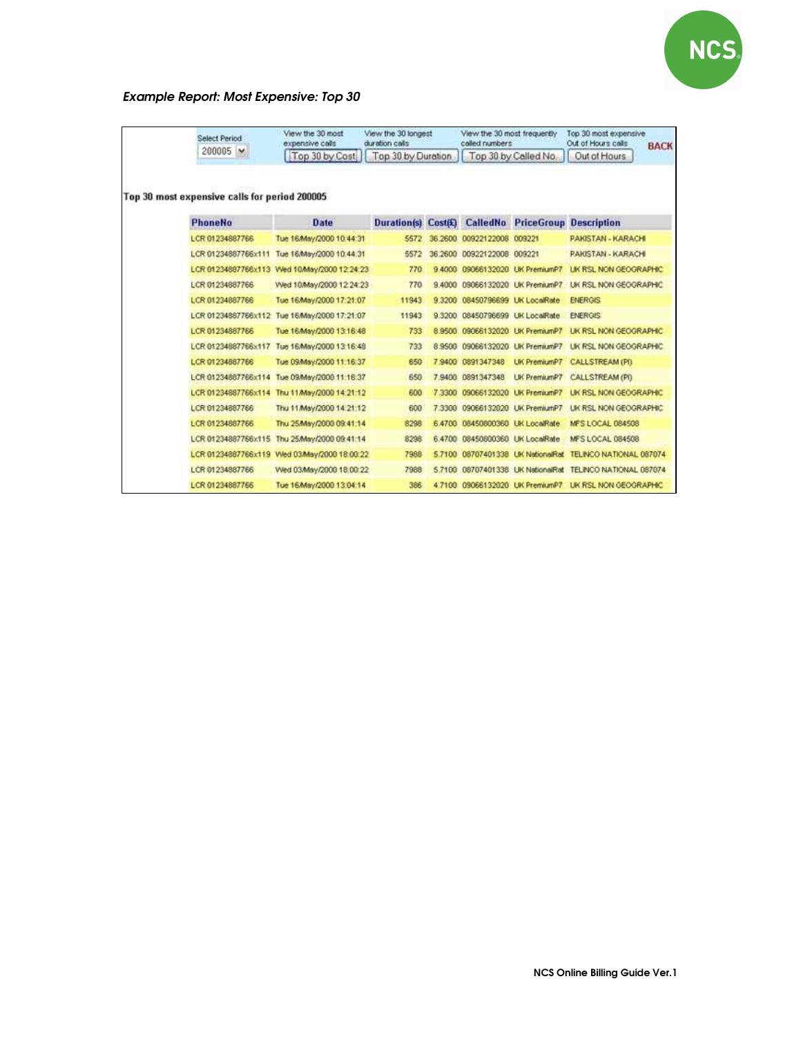*Example Report: Most Expensive: Top 30*

Select Period 200005

View the 30 most expensive calls [Top 30 by Cost]

View the 30 longest duration calls [Top 30 by Duration]

View the 30 most frequently called numbers [Top 30 by Called No.]

Top 30 most expensive Out of Hours calls [Out of Hours]

BACK

**Top 30 most expensive calls for period 200005**

| PhoneNo | Date | Duration(s) | Cost(£) | CalledNo | PriceGroup | Description |
|---|---|---|---|---|---|---|
| LCR 01234887766 | Tue 16/May/2000 10:44:31 | 5572 | 36.2600 | 00922122008 | 009221 | PAKISTAN - KARACHI |
| LCR 01234887766x111 | Tue 16/May/2000 10:44:31 | 5572 | 36.2600 | 00922122008 | 009221 | PAKISTAN - KARACHI |
| LCR 01234887766x113 | Wed 10/May/2000 12:24:23 | 770 | 9.4000 | 09066132020 | UK PremiumP7 | UK RSL NON GEOGRAPHIC |
| LCR 01234887766 | Wed 10/May/2000 12:24:23 | 770 | 9.4000 | 09066132020 | UK PremiumP7 | UK RSL NON GEOGRAPHIC |
| LCR 01234887766 | Tue 16/May/2000 17:21:07 | 11943 | 9.3200 | 08450796699 | UK LocalRate | ENERGIS |
| LCR 01234887766x112 | Tue 16/May/2000 17:21:07 | 11943 | 9.3200 | 08450796699 | UK LocalRate | ENERGIS |
| LCR 01234887766 | Tue 16/May/2000 13:16:48 | 733 | 8.9500 | 09066132020 | UK PremiumP7 | UK RSL NON GEOGRAPHIC |
| LCR 01234887766x117 | Tue 16/May/2000 13:16:48 | 733 | 8.9500 | 09066132020 | UK PremiumP7 | UK RSL NON GEOGRAPHIC |
| LCR 01234887766 | Tue 09/May/2000 11:16:37 | 650 | 7.9400 | 0891347348 | UK PremiumP7 | CALLSTREAM (PI) |
| LCR 01234887766x114 | Tue 09/May/2000 11:16:37 | 650 | 7.9400 | 0891347348 | UK PremiumP7 | CALLSTREAM (PI) |
| LCR 01234887766x114 | Thu 11/May/2000 14:21:12 | 600 | 7.3300 | 09066132020 | UK PremiumP7 | UK RSL NON GEOGRAPHIC |
| LCR 01234887766 | Thu 11/May/2000 14:21:12 | 600 | 7.3300 | 09066132020 | UK PremiumP7 | UK RSL NON GEOGRAPHIC |
| LCR 01234887766 | Thu 25/May/2000 09:41:14 | 8298 | 6.4700 | 08450800360 | UK LocalRate | MFS LOCAL 084508 |
| LCR 01234887766x115 | Thu 25/May/2000 09:41:14 | 8298 | 6.4700 | 08450800360 | UK LocalRate | MFS LOCAL 084508 |
| LCR 01234887766x119 | Wed 03/May/2000 18:00:22 | 7988 | 5.7100 | 08707401338 | UK NationalRat | TELINCO NATIONAL 087074 |
| LCR 01234887766 | Wed 03/May/2000 18:00:22 | 7988 | 5.7100 | 08707401338 | UK NationalRat | TELINCO NATIONAL 087074 |
| LCR 01234887766 | Tue 16/May/2000 13:04:14 | 386 | 4.7100 | 09066132020 | UK PremiumP7 | UK RSL NON GEOGRAPHIC |